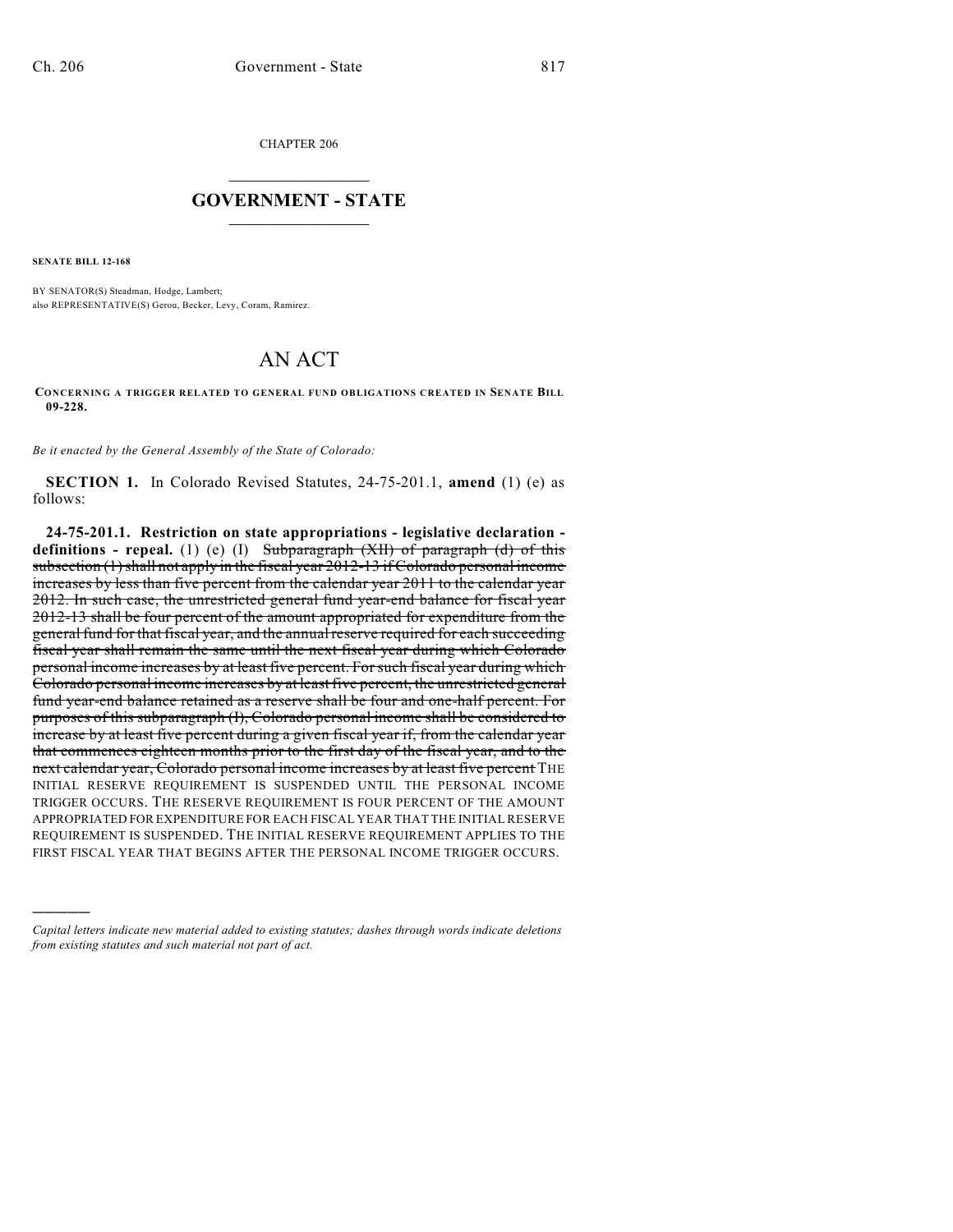CHAPTER 206

# GOVERNMENT - STATE

**SENATE BILL 12-168**

BY SENATOR(S) Steadman, Hodge, Lambert;
also REPRESENTATIVE(S) Gerou, Becker, Levy, Coram, Ramirez.

# AN ACT

**CONCERNING A TRIGGER RELATED TO GENERAL FUND OBLIGATIONS CREATED IN SENATE BILL 09-228.**

*Be it enacted by the General Assembly of the State of Colorado:*

**SECTION 1.** In Colorado Revised Statutes, 24-75-201.1, **amend** (1) (e) as follows:

**24-75-201.1. Restriction on state appropriations - legislative declaration - definitions - repeal.** (1) (e) (I) ~~Subparagraph (XII) of paragraph (d) of this subsection (1) shall not apply in the fiscal year 2012-13 if Colorado personal income increases by less than five percent from the calendar year 2011 to the calendar year 2012. In such case, the unrestricted general fund year-end balance for fiscal year 2012-13 shall be four percent of the amount appropriated for expenditure from the general fund for that fiscal year, and the annual reserve required for each succeeding fiscal year shall remain the same until the next fiscal year during which Colorado personal income increases by at least five percent. For such fiscal year during which Colorado personal income increases by at least five percent, the unrestricted general fund year-end balance retained as a reserve shall be four and one-half percent. For purposes of this subparagraph (I), Colorado personal income shall be considered to increase by at least five percent during a given fiscal year if, from the calendar year that commences eighteen months prior to the first day of the fiscal year, and to the next calendar year, Colorado personal income increases by at least five percent~~ THE INITIAL RESERVE REQUIREMENT IS SUSPENDED UNTIL THE PERSONAL INCOME TRIGGER OCCURS. THE RESERVE REQUIREMENT IS FOUR PERCENT OF THE AMOUNT APPROPRIATED FOR EXPENDITURE FOR EACH FISCAL YEAR THAT THE INITIAL RESERVE REQUIREMENT IS SUSPENDED. THE INITIAL RESERVE REQUIREMENT APPLIES TO THE FIRST FISCAL YEAR THAT BEGINS AFTER THE PERSONAL INCOME TRIGGER OCCURS.

---

*Capital letters indicate new material added to existing statutes; dashes through words indicate deletions from existing statutes and such material not part of act.*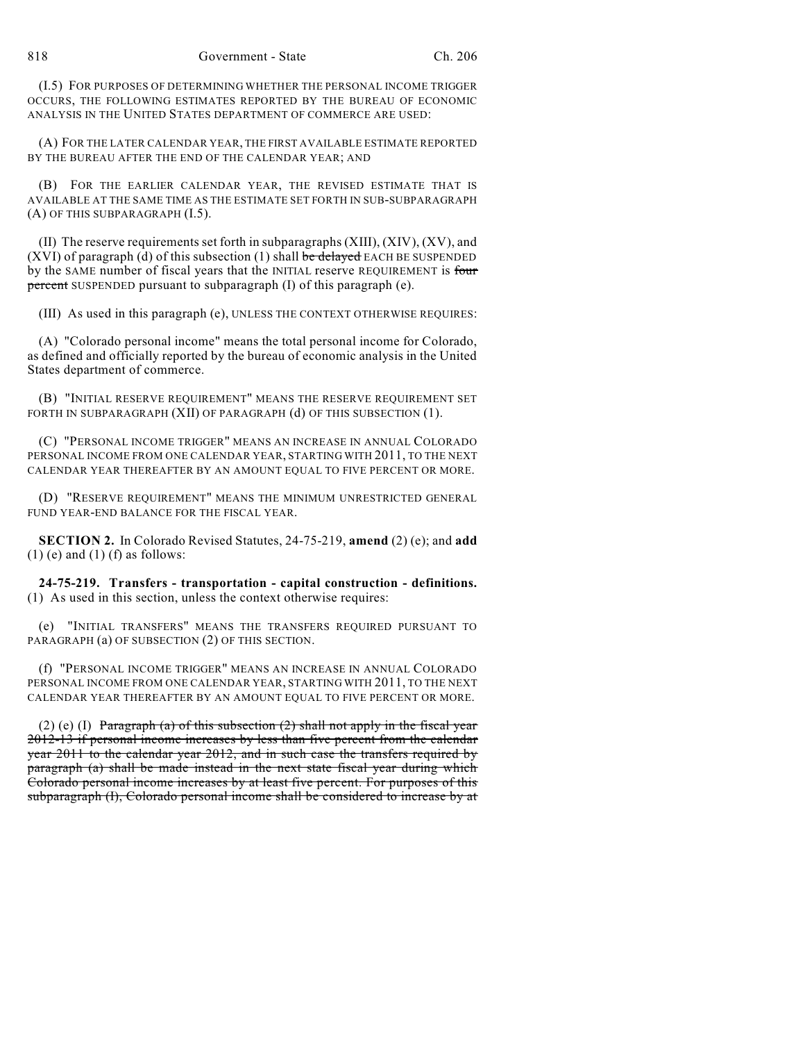(I.5) FOR PURPOSES OF DETERMINING WHETHER THE PERSONAL INCOME TRIGGER OCCURS, THE FOLLOWING ESTIMATES REPORTED BY THE BUREAU OF ECONOMIC ANALYSIS IN THE UNITED STATES DEPARTMENT OF COMMERCE ARE USED:

(A) FOR THE LATER CALENDAR YEAR, THE FIRST AVAILABLE ESTIMATE REPORTED BY THE BUREAU AFTER THE END OF THE CALENDAR YEAR; AND

(B) FOR THE EARLIER CALENDAR YEAR, THE REVISED ESTIMATE THAT IS AVAILABLE AT THE SAME TIME AS THE ESTIMATE SET FORTH IN SUB-SUBPARAGRAPH (A) OF THIS SUBPARAGRAPH (I.5).

(II) The reserve requirements set forth in subparagraphs (XIII), (XIV), (XV), and (XVI) of paragraph (d) of this subsection (1) shall ~~be delayed~~ EACH BE SUSPENDED by the SAME number of fiscal years that the INITIAL reserve REQUIREMENT is ~~four percent~~ SUSPENDED pursuant to subparagraph (I) of this paragraph (e).

(III) As used in this paragraph (e), UNLESS THE CONTEXT OTHERWISE REQUIRES:

(A) "Colorado personal income" means the total personal income for Colorado, as defined and officially reported by the bureau of economic analysis in the United States department of commerce.

(B) "INITIAL RESERVE REQUIREMENT" MEANS THE RESERVE REQUIREMENT SET FORTH IN SUBPARAGRAPH (XII) OF PARAGRAPH (d) OF THIS SUBSECTION (1).

(C) "PERSONAL INCOME TRIGGER" MEANS AN INCREASE IN ANNUAL COLORADO PERSONAL INCOME FROM ONE CALENDAR YEAR, STARTING WITH 2011, TO THE NEXT CALENDAR YEAR THEREAFTER BY AN AMOUNT EQUAL TO FIVE PERCENT OR MORE.

(D) "RESERVE REQUIREMENT" MEANS THE MINIMUM UNRESTRICTED GENERAL FUND YEAR-END BALANCE FOR THE FISCAL YEAR.

**SECTION 2.** In Colorado Revised Statutes, 24-75-219, **amend** (2) (e); and **add** (1) (e) and (1) (f) as follows:

**24-75-219. Transfers - transportation - capital construction - definitions.** (1) As used in this section, unless the context otherwise requires:

(e) "INITIAL TRANSFERS" MEANS THE TRANSFERS REQUIRED PURSUANT TO PARAGRAPH (a) OF SUBSECTION (2) OF THIS SECTION.

(f) "PERSONAL INCOME TRIGGER" MEANS AN INCREASE IN ANNUAL COLORADO PERSONAL INCOME FROM ONE CALENDAR YEAR, STARTING WITH 2011, TO THE NEXT CALENDAR YEAR THEREAFTER BY AN AMOUNT EQUAL TO FIVE PERCENT OR MORE.

(2) (e) (I) ~~Paragraph (a) of this subsection (2) shall not apply in the fiscal year 2012-13 if personal income increases by less than five percent from the calendar year 2011 to the calendar year 2012, and in such case the transfers required by paragraph (a) shall be made instead in the next state fiscal year during which Colorado personal income increases by at least five percent. For purposes of this subparagraph (I), Colorado personal income shall be considered to increase by at~~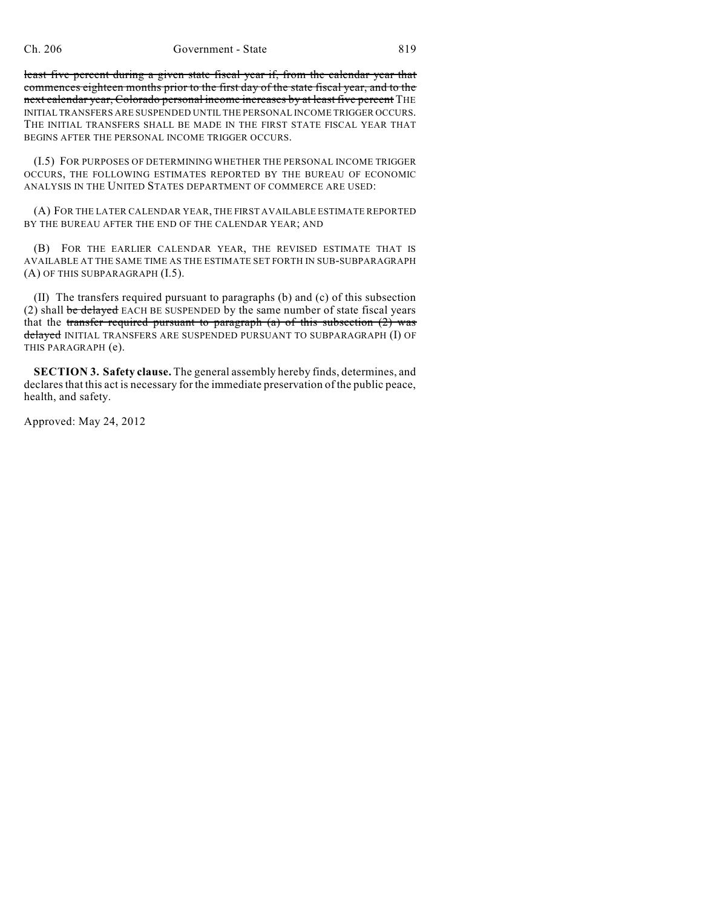~~least five percent during a given state fiscal year if, from the calendar year that commences eighteen months prior to the first day of the state fiscal year, and to the next calendar year, Colorado personal income increases by at least five percent~~ THE INITIAL TRANSFERS ARE SUSPENDED UNTIL THE PERSONAL INCOME TRIGGER OCCURS. THE INITIAL TRANSFERS SHALL BE MADE IN THE FIRST STATE FISCAL YEAR THAT BEGINS AFTER THE PERSONAL INCOME TRIGGER OCCURS.

(I.5) FOR PURPOSES OF DETERMINING WHETHER THE PERSONAL INCOME TRIGGER OCCURS, THE FOLLOWING ESTIMATES REPORTED BY THE BUREAU OF ECONOMIC ANALYSIS IN THE UNITED STATES DEPARTMENT OF COMMERCE ARE USED:

(A) FOR THE LATER CALENDAR YEAR, THE FIRST AVAILABLE ESTIMATE REPORTED BY THE BUREAU AFTER THE END OF THE CALENDAR YEAR; AND

(B) FOR THE EARLIER CALENDAR YEAR, THE REVISED ESTIMATE THAT IS AVAILABLE AT THE SAME TIME AS THE ESTIMATE SET FORTH IN SUB-SUBPARAGRAPH (A) OF THIS SUBPARAGRAPH (I.5).

(II) The transfers required pursuant to paragraphs (b) and (c) of this subsection (2) shall ~~be delayed~~ EACH BE SUSPENDED by the same number of state fiscal years that the ~~transfer required pursuant to paragraph (a) of this subsection (2) was delayed~~ INITIAL TRANSFERS ARE SUSPENDED PURSUANT TO SUBPARAGRAPH (I) OF THIS PARAGRAPH (e).

**SECTION 3. Safety clause.** The general assembly hereby finds, determines, and declares that this act is necessary for the immediate preservation of the public peace, health, and safety.

Approved: May 24, 2012